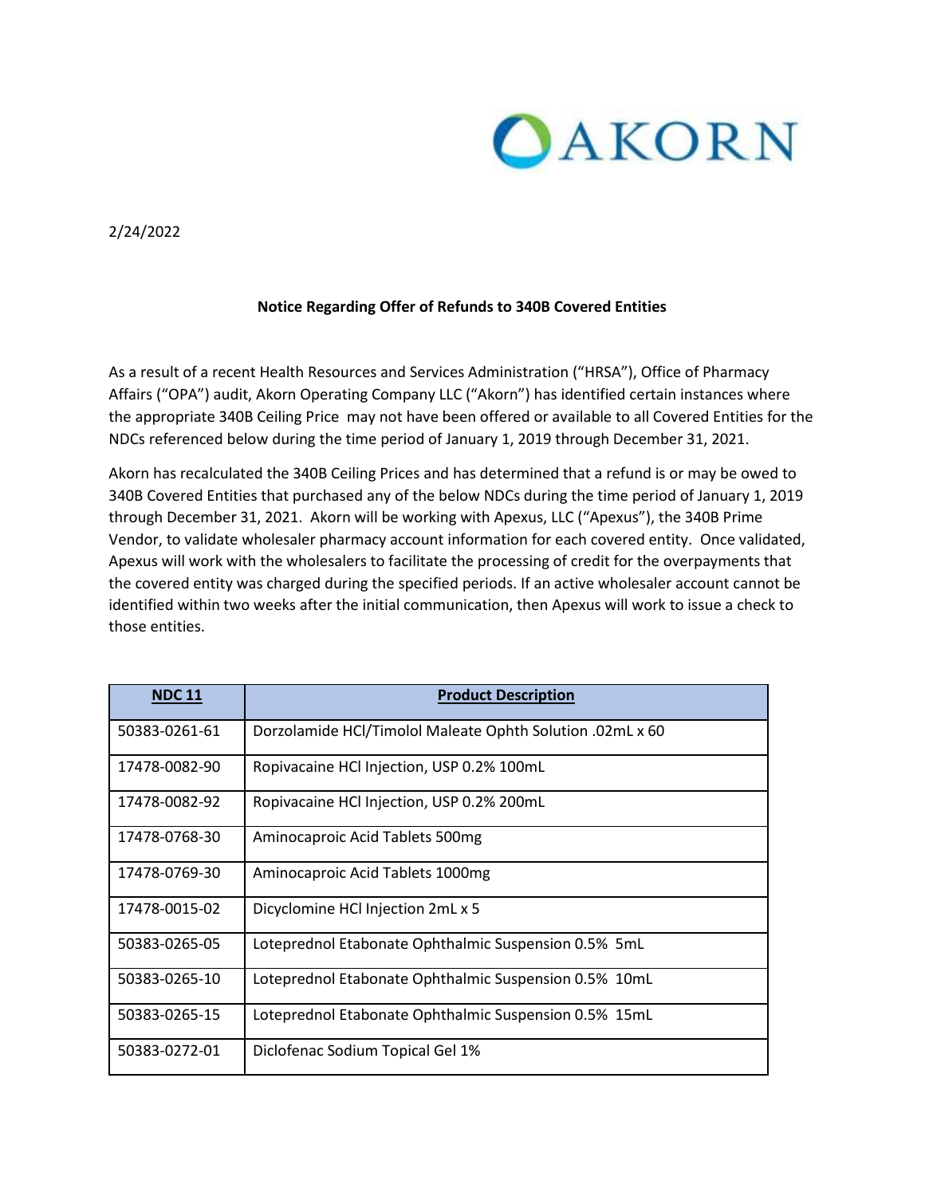AKORN

2/24/2022

**Notice Regarding Offer of Refunds to 340B Covered Entities**

As a result of a recent Health Resources and Services Administration ("HRSA"), Office of Pharmacy Affairs ("OPA") audit, Akorn Operating Company LLC ("Akorn") has identified certain instances where the appropriate 340B Ceiling Price may not have been offered or available to all Covered Entities for the NDCs referenced below during the time period of January 1, 2019 through December 31, 2021.

Akorn has recalculated the 340B Ceiling Prices and has determined that a refund is or may be owed to 340B Covered Entities that purchased any of the below NDCs during the time period of January 1, 2019 through December 31, 2021. Akorn will be working with Apexus, LLC ("Apexus"), the 340B Prime Vendor, to validate wholesaler pharmacy account information for each covered entity. Once validated, Apexus will work with the wholesalers to facilitate the processing of credit for the overpayments that the covered entity was charged during the specified periods. If an active wholesaler account cannot be identified within two weeks after the initial communication, then Apexus will work to issue a check to those entities.

| NDC 11 | Product Description |
|---|---|
| 50383-0261-61 | Dorzolamide HCl/Timolol Maleate Ophth Solution .02mL x 60 |
| 17478-0082-90 | Ropivacaine HCl Injection, USP 0.2% 100mL |
| 17478-0082-92 | Ropivacaine HCl Injection, USP 0.2% 200mL |
| 17478-0768-30 | Aminocaproic Acid Tablets 500mg |
| 17478-0769-30 | Aminocaproic Acid Tablets 1000mg |
| 17478-0015-02 | Dicyclomine HCl Injection 2mL x 5 |
| 50383-0265-05 | Loteprednol Etabonate Ophthalmic Suspension 0.5% 5mL |
| 50383-0265-10 | Loteprednol Etabonate Ophthalmic Suspension 0.5% 10mL |
| 50383-0265-15 | Loteprednol Etabonate Ophthalmic Suspension 0.5% 15mL |
| 50383-0272-01 | Diclofenac Sodium Topical Gel 1% |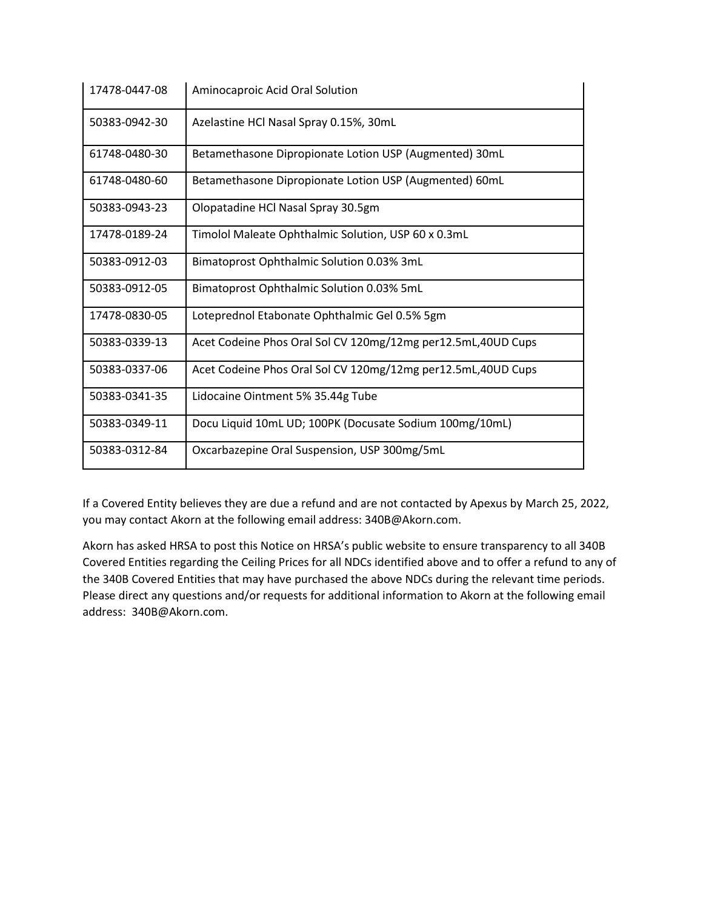| | |
|---|---|
| 17478-0447-08 | Aminocaproic Acid Oral Solution |
| 50383-0942-30 | Azelastine HCl Nasal Spray 0.15%, 30mL |
| 61748-0480-30 | Betamethasone Dipropionate Lotion USP (Augmented) 30mL |
| 61748-0480-60 | Betamethasone Dipropionate Lotion USP (Augmented) 60mL |
| 50383-0943-23 | Olopatadine HCl Nasal Spray 30.5gm |
| 17478-0189-24 | Timolol Maleate Ophthalmic Solution, USP 60 x 0.3mL |
| 50383-0912-03 | Bimatoprost Ophthalmic Solution 0.03% 3mL |
| 50383-0912-05 | Bimatoprost Ophthalmic Solution 0.03% 5mL |
| 17478-0830-05 | Loteprednol Etabonate Ophthalmic Gel 0.5% 5gm |
| 50383-0339-13 | Acet Codeine Phos Oral Sol CV 120mg/12mg per12.5mL,40UD Cups |
| 50383-0337-06 | Acet Codeine Phos Oral Sol CV 120mg/12mg per12.5mL,40UD Cups |
| 50383-0341-35 | Lidocaine Ointment 5% 35.44g Tube |
| 50383-0349-11 | Docu Liquid 10mL UD; 100PK (Docusate Sodium 100mg/10mL) |
| 50383-0312-84 | Oxcarbazepine Oral Suspension, USP 300mg/5mL |

If a Covered Entity believes they are due a refund and are not contacted by Apexus by March 25, 2022, you may contact Akorn at the following email address: 340B@Akorn.com.

Akorn has asked HRSA to post this Notice on HRSA's public website to ensure transparency to all 340B Covered Entities regarding the Ceiling Prices for all NDCs identified above and to offer a refund to any of the 340B Covered Entities that may have purchased the above NDCs during the relevant time periods. Please direct any questions and/or requests for additional information to Akorn at the following email address: 340B@Akorn.com.